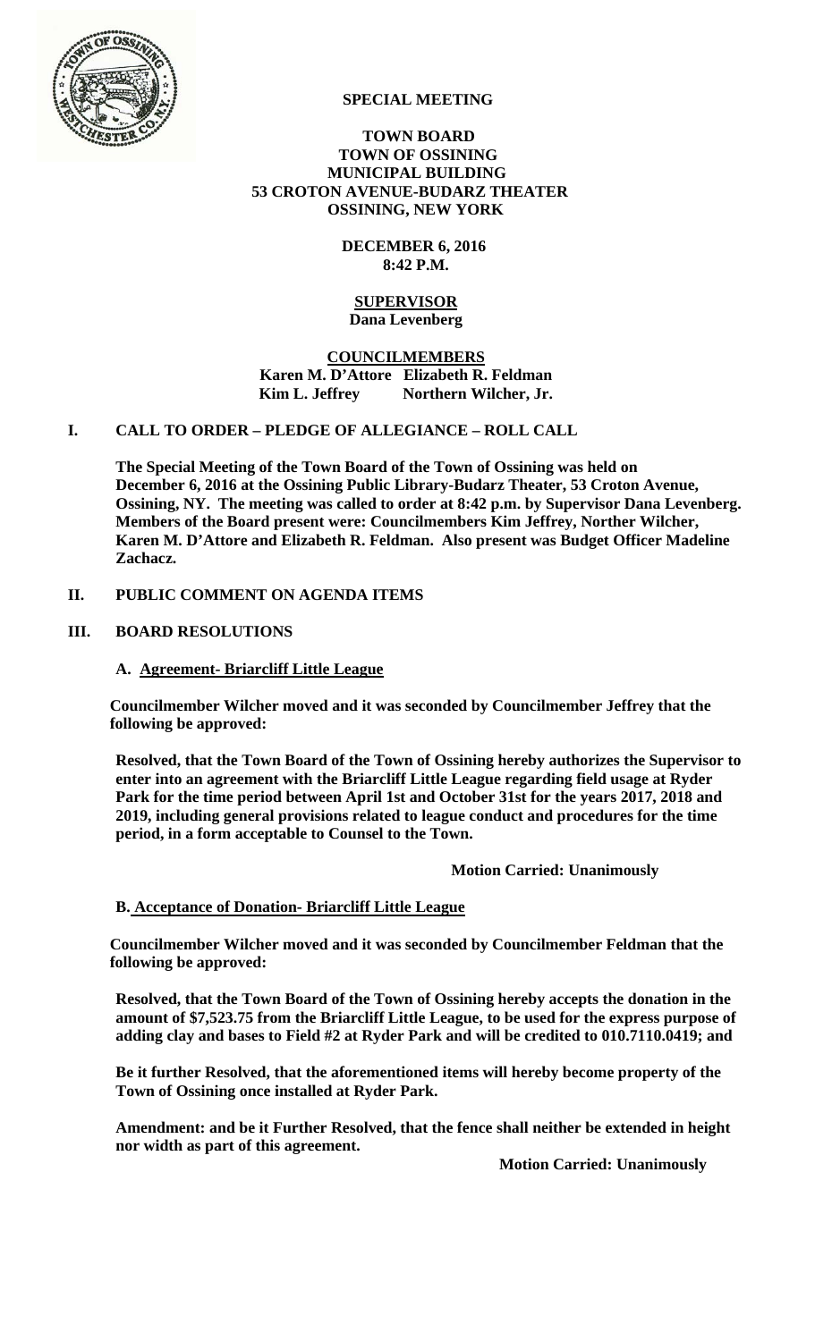# SPECIAL MEETING

**TOWN BOARD**
**TOWN OF OSSINING**
**MUNICIPAL BUILDING**
**53 CROTON AVENUE-BUDARZ THEATER**
**OSSINING, NEW YORK**

**DECEMBER 6, 2016**
**8:42 P.M.**

**SUPERVISOR**
**Dana Levenberg**

**COUNCILMEMBERS**
**Karen M. D'Attore Elizabeth R. Feldman**
**Kim L. Jeffrey Northern Wilcher, Jr.**

## I. CALL TO ORDER – PLEDGE OF ALLEGIANCE – ROLL CALL

**The Special Meeting of the Town Board of the Town of Ossining was held on December 6, 2016 at the Ossining Public Library-Budarz Theater, 53 Croton Avenue, Ossining, NY. The meeting was called to order at 8:42 p.m. by Supervisor Dana Levenberg. Members of the Board present were: Councilmembers Kim Jeffrey, Norther Wilcher, Karen M. D'Attore and Elizabeth R. Feldman. Also present was Budget Officer Madeline Zachacz.**

## II. PUBLIC COMMENT ON AGENDA ITEMS

## III. BOARD RESOLUTIONS

### A. Agreement- Briarcliff Little League

**Councilmember Wilcher moved and it was seconded by Councilmember Jeffrey that the following be approved:**

**Resolved, that the Town Board of the Town of Ossining hereby authorizes the Supervisor to enter into an agreement with the Briarcliff Little League regarding field usage at Ryder Park for the time period between April 1st and October 31st for the years 2017, 2018 and 2019, including general provisions related to league conduct and procedures for the time period, in a form acceptable to Counsel to the Town.**

**Motion Carried: Unanimously**

### B. Acceptance of Donation- Briarcliff Little League

**Councilmember Wilcher moved and it was seconded by Councilmember Feldman that the following be approved:**

**Resolved, that the Town Board of the Town of Ossining hereby accepts the donation in the amount of $7,523.75 from the Briarcliff Little League, to be used for the express purpose of adding clay and bases to Field #2 at Ryder Park and will be credited to 010.7110.0419; and**

**Be it further Resolved, that the aforementioned items will hereby become property of the Town of Ossining once installed at Ryder Park.**

**Amendment: and be it Further Resolved, that the fence shall neither be extended in height nor width as part of this agreement.**

**Motion Carried: Unanimously**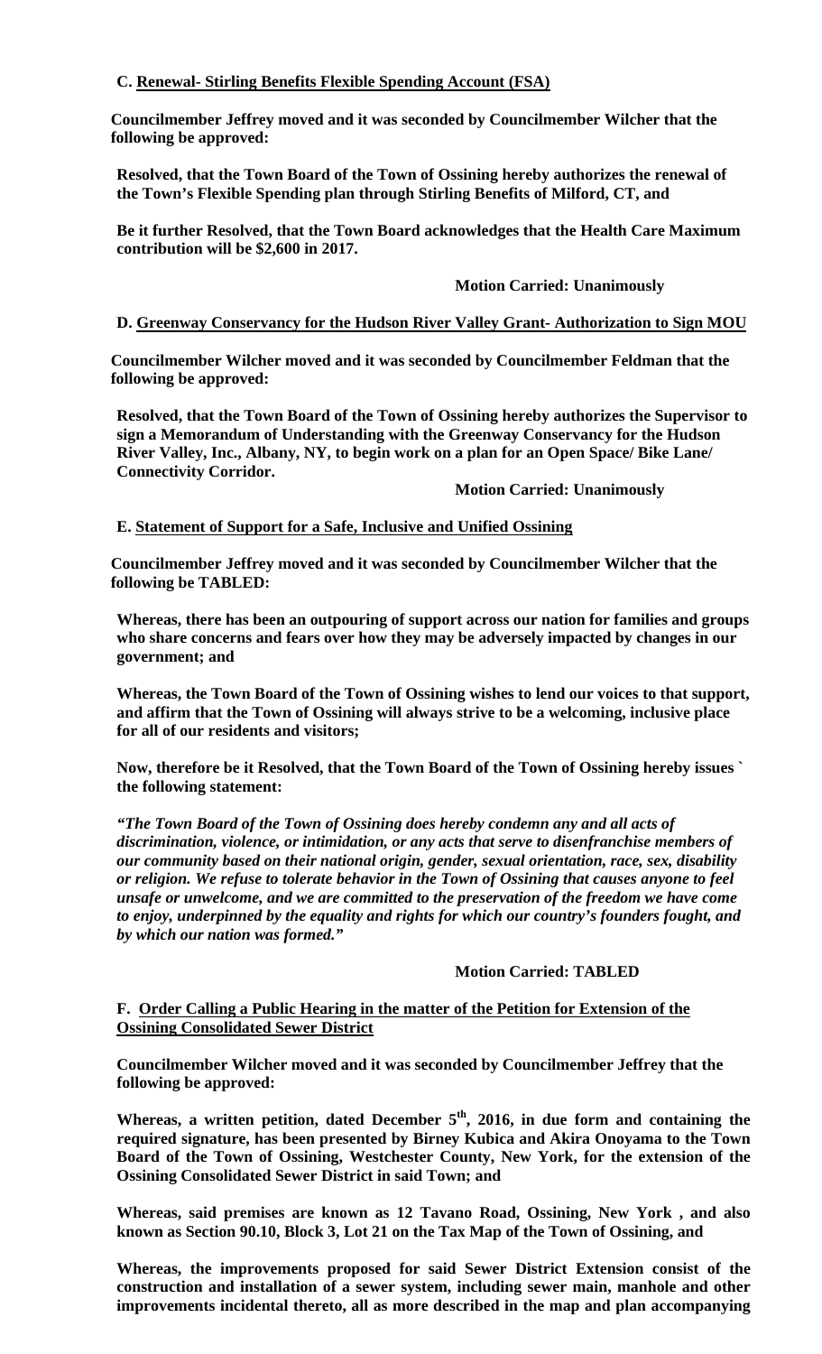**C. Renewal- Stirling Benefits Flexible Spending Account (FSA)**

**Councilmember Jeffrey moved and it was seconded by Councilmember Wilcher that the following be approved:**

**Resolved, that the Town Board of the Town of Ossining hereby authorizes the renewal of the Town's Flexible Spending plan through Stirling Benefits of Milford, CT, and**

**Be it further Resolved, that the Town Board acknowledges that the Health Care Maximum contribution will be $2,600 in 2017.**

**Motion Carried: Unanimously**

**D. Greenway Conservancy for the Hudson River Valley Grant- Authorization to Sign MOU**

**Councilmember Wilcher moved and it was seconded by Councilmember Feldman that the following be approved:**

**Resolved, that the Town Board of the Town of Ossining hereby authorizes the Supervisor to sign a Memorandum of Understanding with the Greenway Conservancy for the Hudson River Valley, Inc., Albany, NY, to begin work on a plan for an Open Space/ Bike Lane/ Connectivity Corridor.**

**Motion Carried: Unanimously**

**E. Statement of Support for a Safe, Inclusive and Unified Ossining**

**Councilmember Jeffrey moved and it was seconded by Councilmember Wilcher that the following be TABLED:**

**Whereas, there has been an outpouring of support across our nation for families and groups who share concerns and fears over how they may be adversely impacted by changes in our government; and**

**Whereas, the Town Board of the Town of Ossining wishes to lend our voices to that support, and affirm that the Town of Ossining will always strive to be a welcoming, inclusive place for all of our residents and visitors;**

**Now, therefore be it Resolved, that the Town Board of the Town of Ossining hereby issues ` the following statement:**

***"The Town Board of the Town of Ossining does hereby condemn any and all acts of discrimination, violence, or intimidation, or any acts that serve to disenfranchise members of our community based on their national origin, gender, sexual orientation, race, sex, disability or religion. We refuse to tolerate behavior in the Town of Ossining that causes anyone to feel unsafe or unwelcome, and we are committed to the preservation of the freedom we have come to enjoy, underpinned by the equality and rights for which our country's founders fought, and by which our nation was formed."***

**Motion Carried: TABLED**

**F. Order Calling a Public Hearing in the matter of the Petition for Extension of the Ossining Consolidated Sewer District**

**Councilmember Wilcher moved and it was seconded by Councilmember Jeffrey that the following be approved:**

**Whereas, a written petition, dated December 5th, 2016, in due form and containing the required signature, has been presented by Birney Kubica and Akira Onoyama to the Town Board of the Town of Ossining, Westchester County, New York, for the extension of the Ossining Consolidated Sewer District in said Town; and**

**Whereas, said premises are known as 12 Tavano Road, Ossining, New York , and also known as Section 90.10, Block 3, Lot 21 on the Tax Map of the Town of Ossining, and**

**Whereas, the improvements proposed for said Sewer District Extension consist of the construction and installation of a sewer system, including sewer main, manhole and other improvements incidental thereto, all as more described in the map and plan accompanying**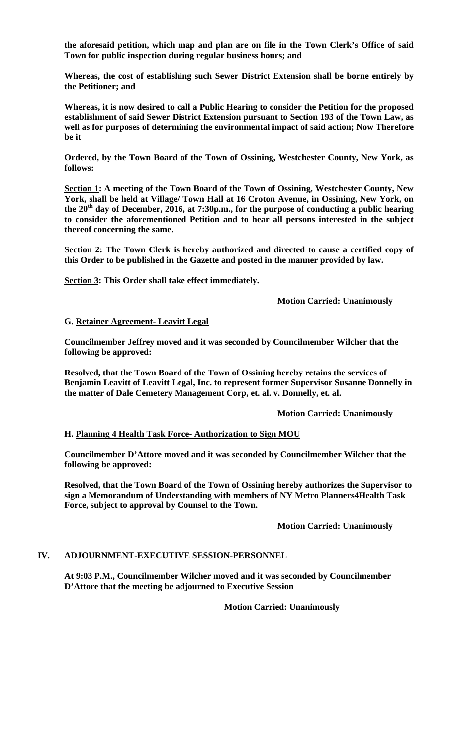**the aforesaid petition, which map and plan are on file in the Town Clerk's Office of said Town for public inspection during regular business hours; and**

**Whereas, the cost of establishing such Sewer District Extension shall be borne entirely by the Petitioner; and**

**Whereas, it is now desired to call a Public Hearing to consider the Petition for the proposed establishment of said Sewer District Extension pursuant to Section 193 of the Town Law, as well as for purposes of determining the environmental impact of said action; Now Therefore be it**

**Ordered, by the Town Board of the Town of Ossining, Westchester County, New York, as follows:**

**<u>Section 1</u>: A meeting of the Town Board of the Town of Ossining, Westchester County, New York, shall be held at Village/ Town Hall at 16 Croton Avenue, in Ossining, New York, on the 20th day of December, 2016, at 7:30p.m., for the purpose of conducting a public hearing to consider the aforementioned Petition and to hear all persons interested in the subject thereof concerning the same.**

**<u>Section 2</u>: The Town Clerk is hereby authorized and directed to cause a certified copy of this Order to be published in the Gazette and posted in the manner provided by law.**

**<u>Section 3</u>: This Order shall take effect immediately.**

**Motion Carried: Unanimously**

**G. <u>Retainer Agreement- Leavitt Legal</u>**

**Councilmember Jeffrey moved and it was seconded by Councilmember Wilcher that the following be approved:**

**Resolved, that the Town Board of the Town of Ossining hereby retains the services of Benjamin Leavitt of Leavitt Legal, Inc. to represent former Supervisor Susanne Donnelly in the matter of Dale Cemetery Management Corp, et. al. v. Donnelly, et. al.**

**Motion Carried: Unanimously**

**H. <u>Planning 4 Health Task Force- Authorization to Sign MOU</u>**

**Councilmember D'Attore moved and it was seconded by Councilmember Wilcher that the following be approved:**

**Resolved, that the Town Board of the Town of Ossining hereby authorizes the Supervisor to sign a Memorandum of Understanding with members of NY Metro Planners4Health Task Force, subject to approval by Counsel to the Town.**

**Motion Carried: Unanimously**

## IV. ADJOURNMENT-EXECUTIVE SESSION-PERSONNEL

**At 9:03 P.M., Councilmember Wilcher moved and it was seconded by Councilmember D'Attore that the meeting be adjourned to Executive Session**

**Motion Carried: Unanimously**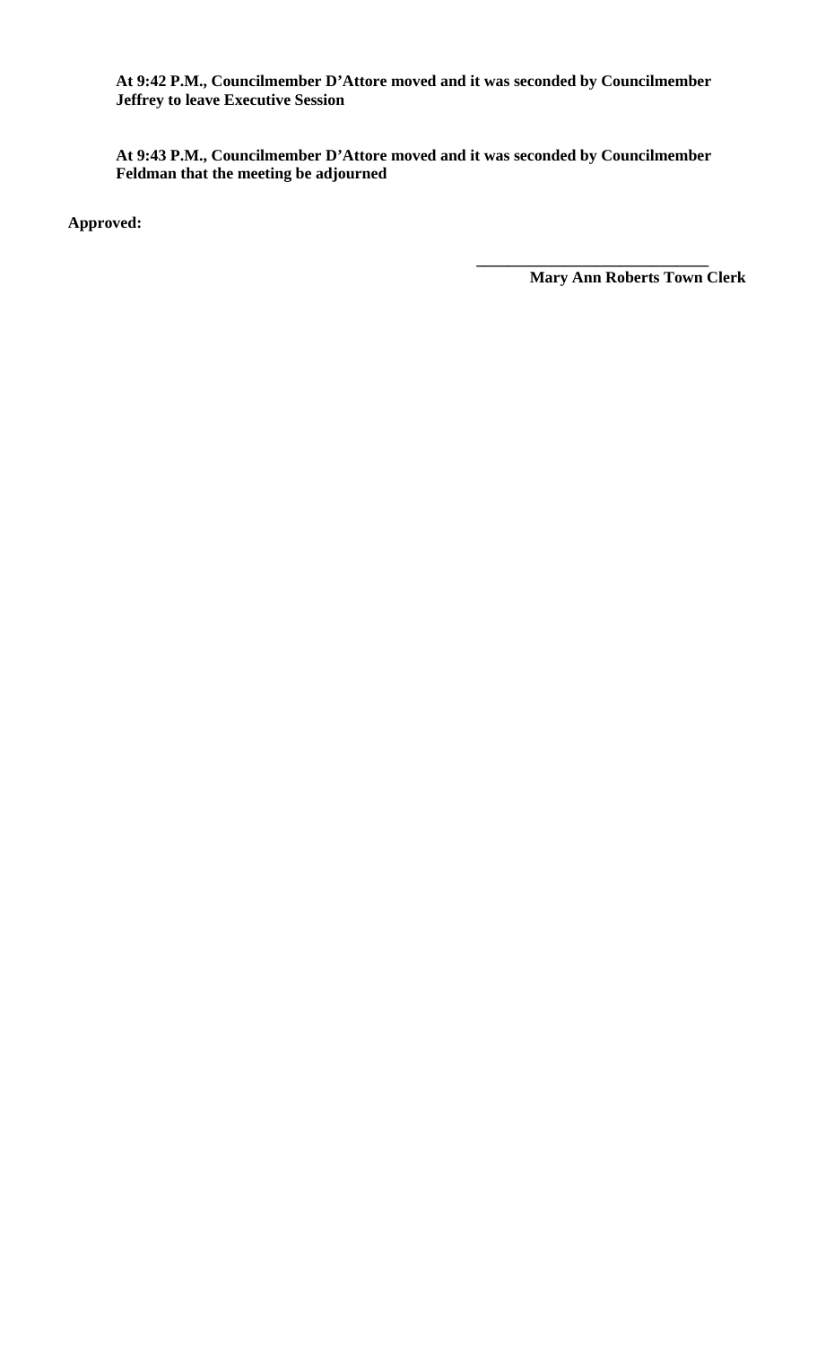**At 9:42 P.M., Councilmember D'Attore moved and it was seconded by Councilmember Jeffrey to leave Executive Session**

**At 9:43 P.M., Councilmember D'Attore moved and it was seconded by Councilmember Feldman that the meeting be adjourned**

**Approved:**

_____________________________
**Mary Ann Roberts Town Clerk**